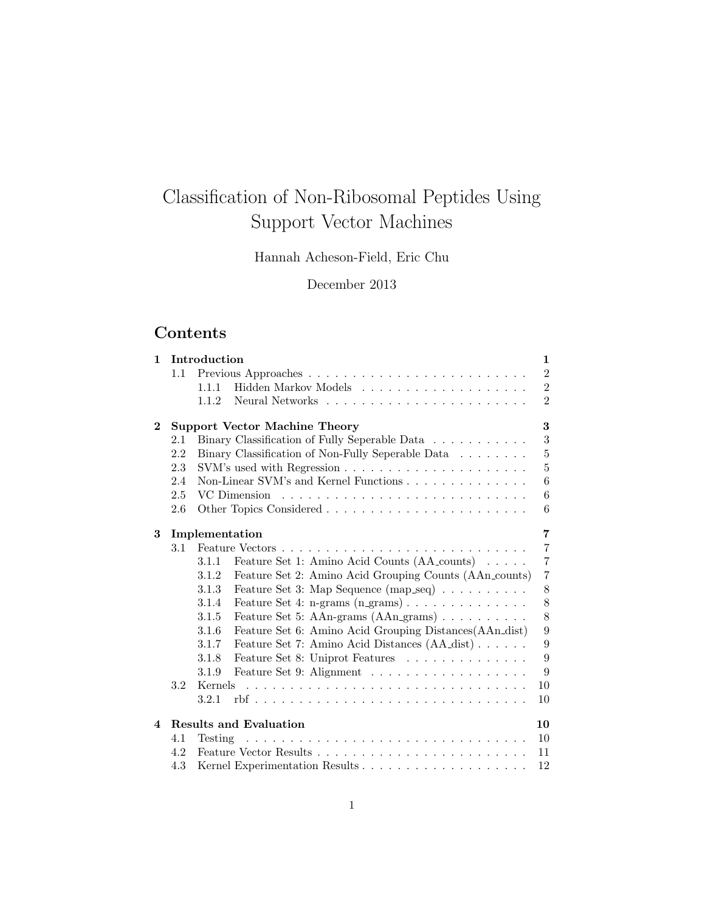# Classification of Non-Ribosomal Peptides Using Support Vector Machines

Hannah Acheson-Field, Eric Chu

December 2013

## Contents

**1 Introduction** — 1
- 1.1 Previous Approaches — 2
  - 1.1.1 Hidden Markov Models — 2
  - 1.1.2 Neural Networks — 2

**2 Support Vector Machine Theory** — 3
- 2.1 Binary Classification of Fully Seperable Data — 3
- 2.2 Binary Classification of Non-Fully Seperable Data — 5
- 2.3 SVM's used with Regression — 5
- 2.4 Non-Linear SVM's and Kernel Functions — 6
- 2.5 VC Dimension — 6
- 2.6 Other Topics Considered — 6

**3 Implementation** — 7
- 3.1 Feature Vectors — 7
  - 3.1.1 Feature Set 1: Amino Acid Counts (AA_counts) — 7
  - 3.1.2 Feature Set 2: Amino Acid Grouping Counts (AAn_counts) — 7
  - 3.1.3 Feature Set 3: Map Sequence (map_seq) — 8
  - 3.1.4 Feature Set 4: n-grams (n_grams) — 8
  - 3.1.5 Feature Set 5: AAn-grams (AAn_grams) — 8
  - 3.1.6 Feature Set 6: Amino Acid Grouping Distances(AAn_dist) — 9
  - 3.1.7 Feature Set 7: Amino Acid Distances (AA_dist) — 9
  - 3.1.8 Feature Set 8: Uniprot Features — 9
  - 3.1.9 Feature Set 9: Alignment — 9
- 3.2 Kernels — 10
  - 3.2.1 rbf — 10

**4 Results and Evaluation** — 10
- 4.1 Testing — 10
- 4.2 Feature Vector Results — 11
- 4.3 Kernel Experimentation Results — 12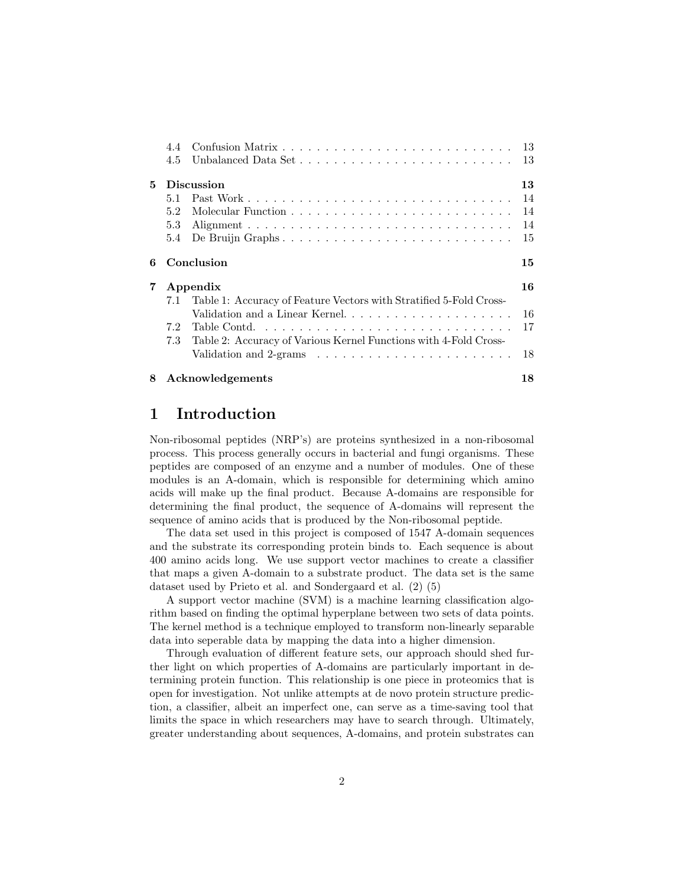| | | |
|---|---|---|
| 4.4 | Confusion Matrix | 13 |
| 4.5 | Unbalanced Data Set | 13 |
| **5** | **Discussion** | **13** |
| 5.1 | Past Work | 14 |
| 5.2 | Molecular Function | 14 |
| 5.3 | Alignment | 14 |
| 5.4 | De Bruijn Graphs | 15 |
| **6** | **Conclusion** | **15** |
| **7** | **Appendix** | **16** |
| 7.1 | Table 1: Accuracy of Feature Vectors with Stratified 5-Fold Cross-Validation and a Linear Kernel. | 16 |
| 7.2 | Table Contd. | 17 |
| 7.3 | Table 2: Accuracy of Various Kernel Functions with 4-Fold Cross-Validation and 2-grams | 18 |
| **8** | **Acknowledgements** | **18** |

# 1 Introduction

Non-ribosomal peptides (NRP's) are proteins synthesized in a non-ribosomal process. This process generally occurs in bacterial and fungi organisms. These peptides are composed of an enzyme and a number of modules. One of these modules is an A-domain, which is responsible for determining which amino acids will make up the final product. Because A-domains are responsible for determining the final product, the sequence of A-domains will represent the sequence of amino acids that is produced by the Non-ribosomal peptide.

The data set used in this project is composed of 1547 A-domain sequences and the substrate its corresponding protein binds to. Each sequence is about 400 amino acids long. We use support vector machines to create a classifier that maps a given A-domain to a substrate product. The data set is the same dataset used by Prieto et al. and Sondergaard et al. (2) (5)

A support vector machine (SVM) is a machine learning classification algorithm based on finding the optimal hyperplane between two sets of data points. The kernel method is a technique employed to transform non-linearly separable data into seperable data by mapping the data into a higher dimension.

Through evaluation of different feature sets, our approach should shed further light on which properties of A-domains are particularly important in determining protein function. This relationship is one piece in proteomics that is open for investigation. Not unlike attempts at de novo protein structure prediction, a classifier, albeit an imperfect one, can serve as a time-saving tool that limits the space in which researchers may have to search through. Ultimately, greater understanding about sequences, A-domains, and protein substrates can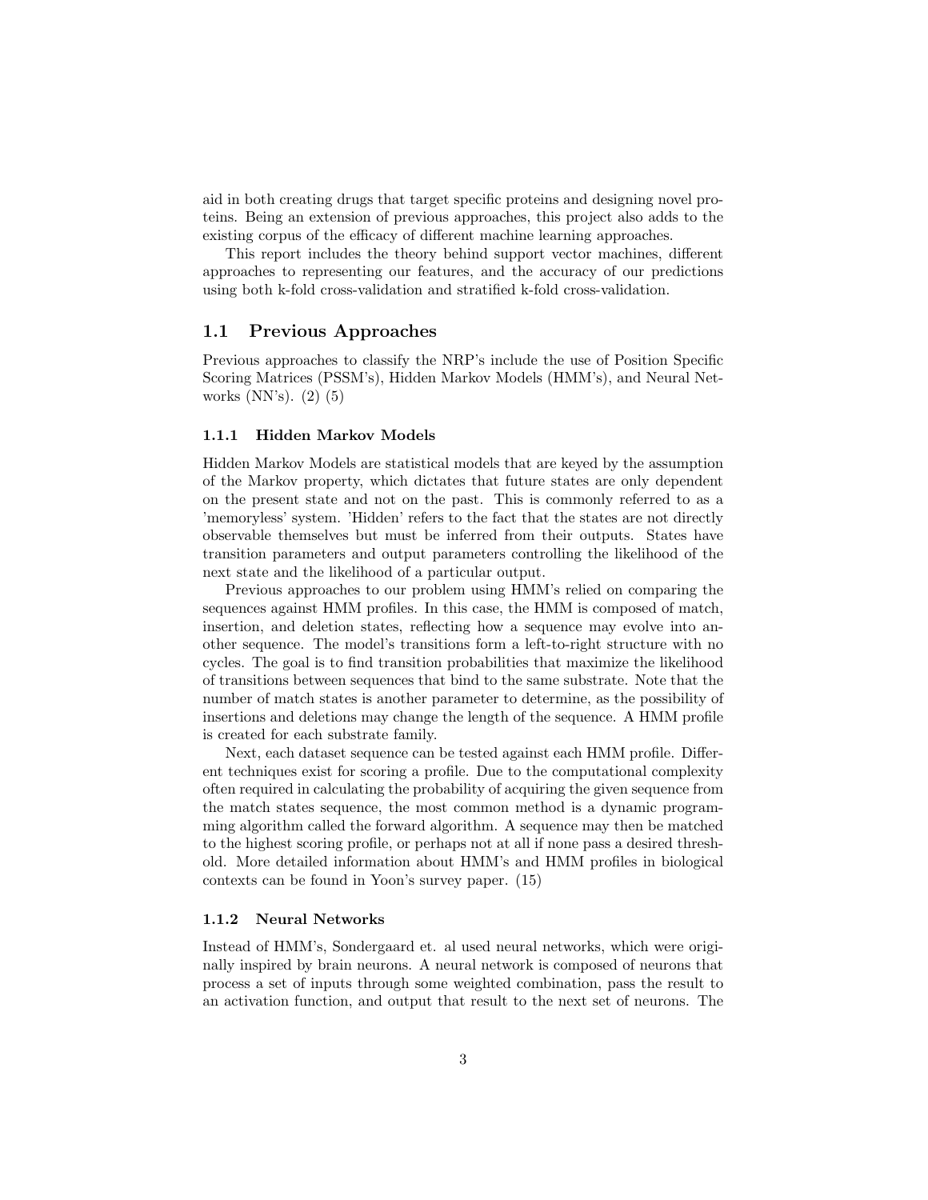aid in both creating drugs that target specific proteins and designing novel proteins. Being an extension of previous approaches, this project also adds to the existing corpus of the efficacy of different machine learning approaches.

This report includes the theory behind support vector machines, different approaches to representing our features, and the accuracy of our predictions using both k-fold cross-validation and stratified k-fold cross-validation.

## 1.1 Previous Approaches

Previous approaches to classify the NRP's include the use of Position Specific Scoring Matrices (PSSM's), Hidden Markov Models (HMM's), and Neural Networks (NN's). (2) (5)

### 1.1.1 Hidden Markov Models

Hidden Markov Models are statistical models that are keyed by the assumption of the Markov property, which dictates that future states are only dependent on the present state and not on the past. This is commonly referred to as a 'memoryless' system. 'Hidden' refers to the fact that the states are not directly observable themselves but must be inferred from their outputs. States have transition parameters and output parameters controlling the likelihood of the next state and the likelihood of a particular output.

Previous approaches to our problem using HMM's relied on comparing the sequences against HMM profiles. In this case, the HMM is composed of match, insertion, and deletion states, reflecting how a sequence may evolve into another sequence. The model's transitions form a left-to-right structure with no cycles. The goal is to find transition probabilities that maximize the likelihood of transitions between sequences that bind to the same substrate. Note that the number of match states is another parameter to determine, as the possibility of insertions and deletions may change the length of the sequence. A HMM profile is created for each substrate family.

Next, each dataset sequence can be tested against each HMM profile. Different techniques exist for scoring a profile. Due to the computational complexity often required in calculating the probability of acquiring the given sequence from the match states sequence, the most common method is a dynamic programming algorithm called the forward algorithm. A sequence may then be matched to the highest scoring profile, or perhaps not at all if none pass a desired threshold. More detailed information about HMM's and HMM profiles in biological contexts can be found in Yoon's survey paper. (15)

### 1.1.2 Neural Networks

Instead of HMM's, Sondergaard et. al used neural networks, which were originally inspired by brain neurons. A neural network is composed of neurons that process a set of inputs through some weighted combination, pass the result to an activation function, and output that result to the next set of neurons. The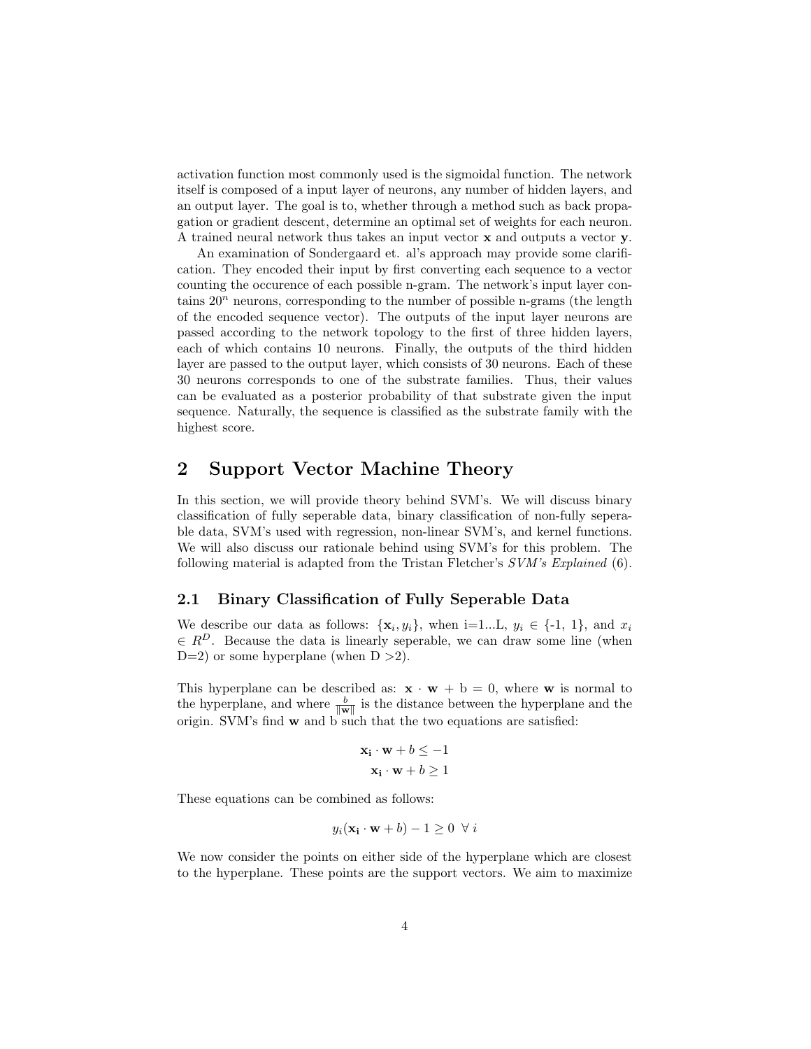activation function most commonly used is the sigmoidal function. The network itself is composed of a input layer of neurons, any number of hidden layers, and an output layer. The goal is to, whether through a method such as back propagation or gradient descent, determine an optimal set of weights for each neuron. A trained neural network thus takes an input vector $\mathbf{x}$ and outputs a vector $\mathbf{y}$.

An examination of Sondergaard et. al's approach may provide some clarification. They encoded their input by first converting each sequence to a vector counting the occurence of each possible n-gram. The network's input layer contains $20^n$ neurons, corresponding to the number of possible n-grams (the length of the encoded sequence vector). The outputs of the input layer neurons are passed according to the network topology to the first of three hidden layers, each of which contains 10 neurons. Finally, the outputs of the third hidden layer are passed to the output layer, which consists of 30 neurons. Each of these 30 neurons corresponds to one of the substrate families. Thus, their values can be evaluated as a posterior probability of that substrate given the input sequence. Naturally, the sequence is classified as the substrate family with the highest score.

# 2 Support Vector Machine Theory

In this section, we will provide theory behind SVM's. We will discuss binary classification of fully seperable data, binary classification of non-fully seperable data, SVM's used with regression, non-linear SVM's, and kernel functions. We will also discuss our rationale behind using SVM's for this problem. The following material is adapted from the Tristan Fletcher's *SVM's Explained* (6).

## 2.1 Binary Classification of Fully Seperable Data

We describe our data as follows: $\{\mathbf{x}_i, y_i\}$, when i=1...L, $y_i \in$ {-1, 1}, and $x_i \in R^D$. Because the data is linearly seperable, we can draw some line (when D=2) or some hyperplane (when D >2).

This hyperplane can be described as: $\mathbf{x} \cdot \mathbf{w} + \text{b} = 0$, where $\mathbf{w}$ is normal to the hyperplane, and where $\frac{b}{\|\mathbf{w}\|}$ is the distance between the hyperplane and the origin. SVM's find $\mathbf{w}$ and b such that the two equations are satisfied:

$$\mathbf{x_i} \cdot \mathbf{w} + b \leq -1$$
$$\mathbf{x_i} \cdot \mathbf{w} + b \geq 1$$

These equations can be combined as follows:

$$y_i(\mathbf{x_i} \cdot \mathbf{w} + b) - 1 \geq 0 \;\; \forall \, i$$

We now consider the points on either side of the hyperplane which are closest to the hyperplane. These points are the support vectors. We aim to maximize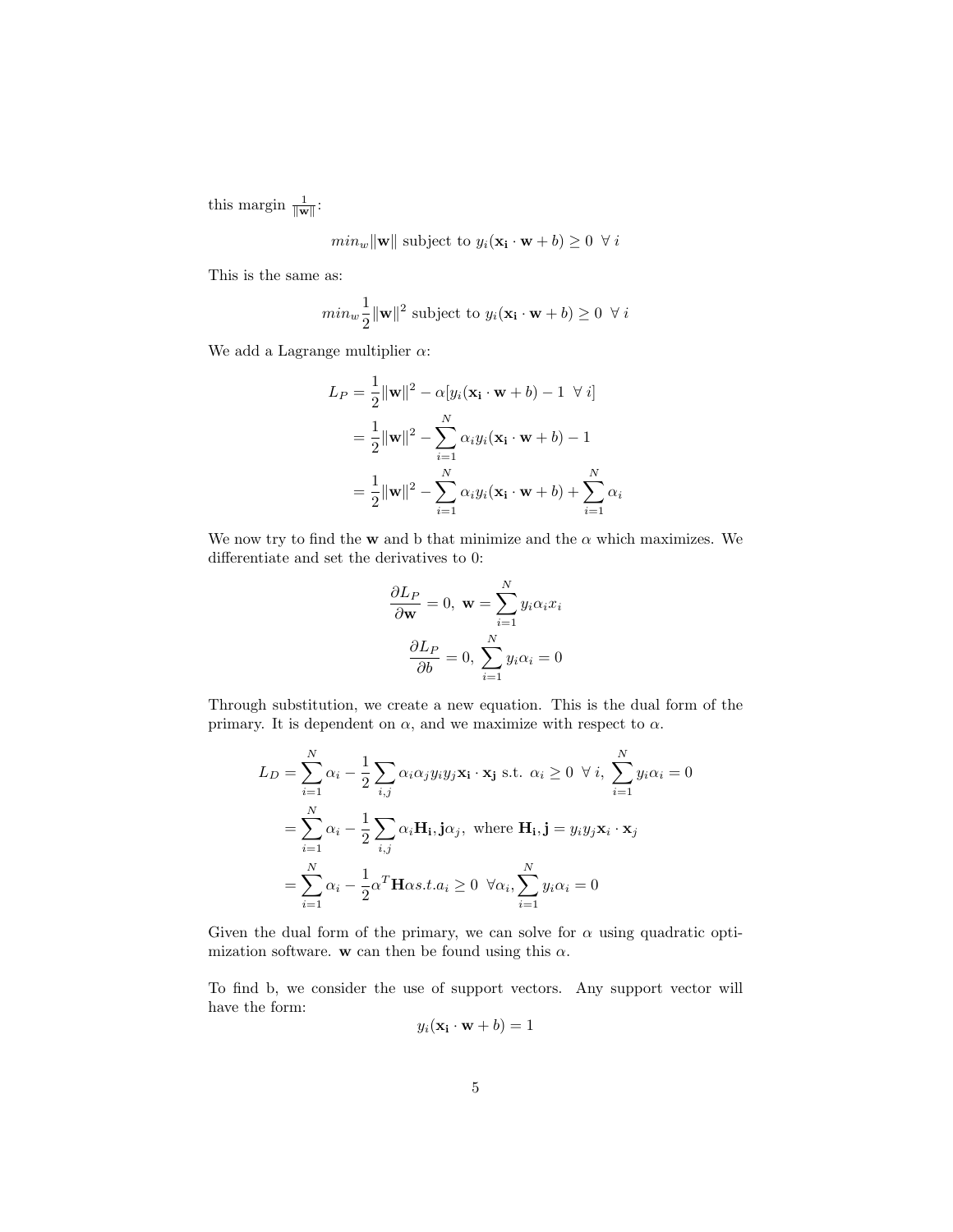this margin $\frac{1}{\|\mathbf{w}\|}$:

$$min_w \|\mathbf{w}\| \text{ subject to } y_i(\mathbf{x_i} \cdot \mathbf{w} + b) \geq 0 \ \ \forall \ i$$

This is the same as:

$$min_w \frac{1}{2}\|\mathbf{w}\|^2 \text{ subject to } y_i(\mathbf{x_i} \cdot \mathbf{w} + b) \geq 0 \ \ \forall \ i$$

We add a Lagrange multiplier $\alpha$:

$$\begin{aligned}
L_P &= \frac{1}{2}\|\mathbf{w}\|^2 - \alpha[y_i(\mathbf{x_i} \cdot \mathbf{w} + b) - 1 \ \ \forall \ i] \\
&= \frac{1}{2}\|\mathbf{w}\|^2 - \sum_{i=1}^{N} \alpha_i y_i(\mathbf{x_i} \cdot \mathbf{w} + b) - 1 \\
&= \frac{1}{2}\|\mathbf{w}\|^2 - \sum_{i=1}^{N} \alpha_i y_i(\mathbf{x_i} \cdot \mathbf{w} + b) + \sum_{i=1}^{N} \alpha_i
\end{aligned}$$

We now try to find the $\mathbf{w}$ and b that minimize and the $\alpha$ which maximizes. We differentiate and set the derivatives to 0:

$$\frac{\partial L_P}{\partial \mathbf{w}} = 0, \ \mathbf{w} = \sum_{i=1}^{N} y_i \alpha_i x_i$$

$$\frac{\partial L_P}{\partial b} = 0, \ \sum_{i=1}^{N} y_i \alpha_i = 0$$

Through substitution, we create a new equation. This is the dual form of the primary. It is dependent on $\alpha$, and we maximize with respect to $\alpha$.

$$\begin{aligned}
L_D &= \sum_{i=1}^{N} \alpha_i - \frac{1}{2}\sum_{i,j} \alpha_i \alpha_j y_i y_j \mathbf{x_i} \cdot \mathbf{x_j} \text{ s.t. } \alpha_i \geq 0 \ \ \forall \ i, \ \sum_{i=1}^{N} y_i \alpha_i = 0 \\
&= \sum_{i=1}^{N} \alpha_i - \frac{1}{2}\sum_{i,j} \alpha_i \mathbf{H_i}, \mathbf{j} \alpha_j, \text{ where } \mathbf{H_i}, \mathbf{j} = y_i y_j \mathbf{x}_i \cdot \mathbf{x}_j \\
&= \sum_{i=1}^{N} \alpha_i - \frac{1}{2}\alpha^T \mathbf{H} \alpha s.t. a_i \geq 0 \ \ \forall \alpha_i, \sum_{i=1}^{N} y_i \alpha_i = 0
\end{aligned}$$

Given the dual form of the primary, we can solve for $\alpha$ using quadratic optimization software. $\mathbf{w}$ can then be found using this $\alpha$.

To find b, we consider the use of support vectors. Any support vector will have the form:

$$y_i(\mathbf{x_i} \cdot \mathbf{w} + b) = 1$$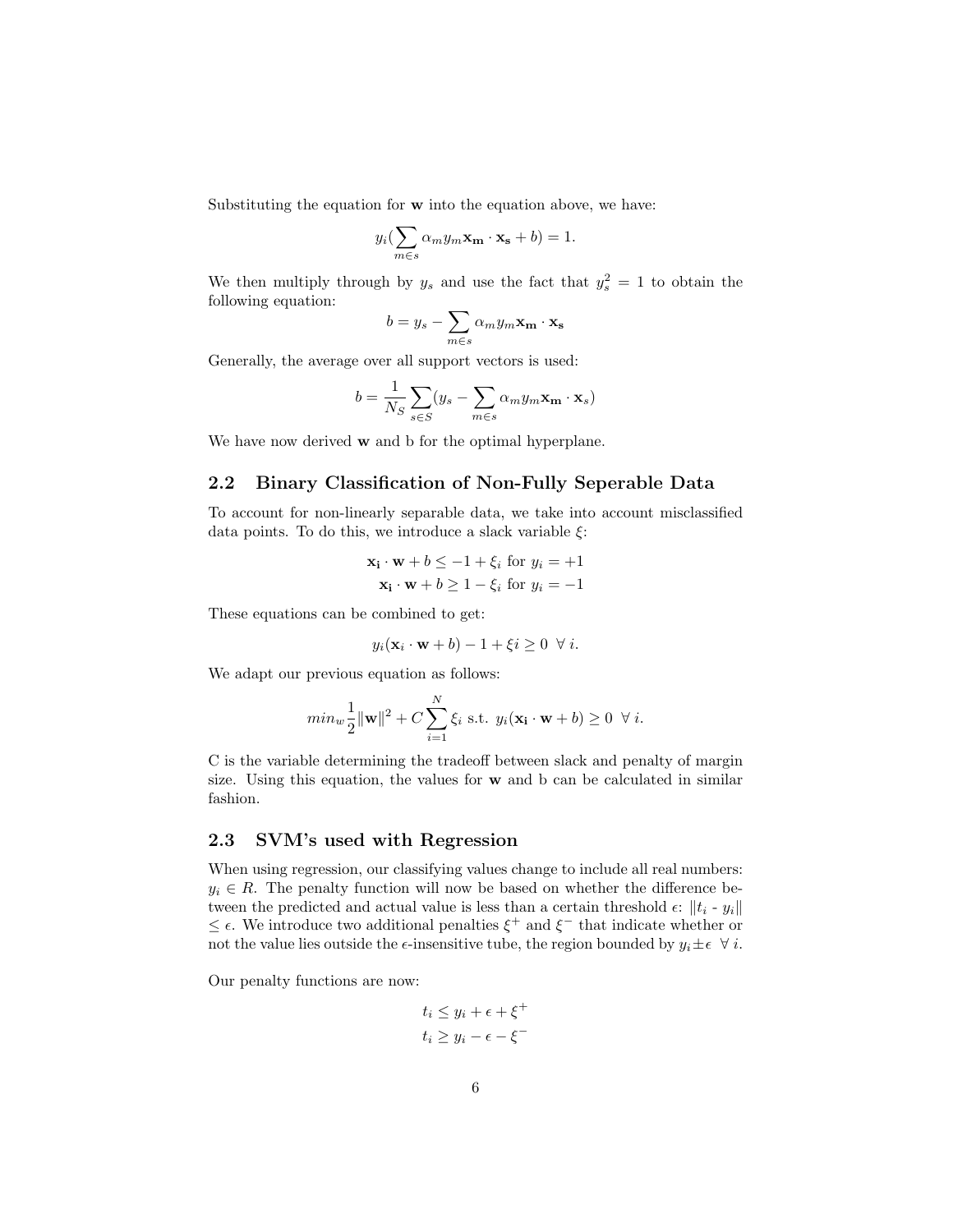Substituting the equation for $\mathbf{w}$ into the equation above, we have:

$$y_i(\sum_{m \in s} \alpha_m y_m \mathbf{x_m} \cdot \mathbf{x_s} + b) = 1.$$

We then multiply through by $y_s$ and use the fact that $y_s^2 = 1$ to obtain the following equation:

$$b = y_s - \sum_{m \in s} \alpha_m y_m \mathbf{x_m} \cdot \mathbf{x_s}$$

Generally, the average over all support vectors is used:

$$b = \frac{1}{N_S} \sum_{s \in S} (y_s - \sum_{m \in s} \alpha_m y_m \mathbf{x_m} \cdot \mathbf{x}_s)$$

We have now derived $\mathbf{w}$ and b for the optimal hyperplane.

## 2.2 Binary Classification of Non-Fully Seperable Data

To account for non-linearly separable data, we take into account misclassified data points. To do this, we introduce a slack variable $\xi$:

$$\mathbf{x_i} \cdot \mathbf{w} + b \leq -1 + \xi_i \text{ for } y_i = +1$$
$$\mathbf{x_i} \cdot \mathbf{w} + b \geq 1 - \xi_i \text{ for } y_i = -1$$

These equations can be combined to get:

$$y_i(\mathbf{x}_i \cdot \mathbf{w} + b) - 1 + \xi i \geq 0 \ \ \forall \, i.$$

We adapt our previous equation as follows:

$$min_w \frac{1}{2} \|\mathbf{w}\|^2 + C \sum_{i=1}^{N} \xi_i \text{ s.t. } y_i(\mathbf{x_i} \cdot \mathbf{w} + b) \geq 0 \ \ \forall \, i.$$

C is the variable determining the tradeoff between slack and penalty of margin size. Using this equation, the values for $\mathbf{w}$ and b can be calculated in similar fashion.

## 2.3 SVM's used with Regression

When using regression, our classifying values change to include all real numbers: $y_i \in R$. The penalty function will now be based on whether the difference between the predicted and actual value is less than a certain threshold $\epsilon$: $\|t_i$ - $y_i\|$ $\leq \epsilon$. We introduce two additional penalties $\xi^+$ and $\xi^-$ that indicate whether or not the value lies outside the $\epsilon$-insensitive tube, the region bounded by $y_i \pm \epsilon \ \ \forall \, i$.

Our penalty functions are now:

$$t_i \leq y_i + \epsilon + \xi^+$$
$$t_i \geq y_i - \epsilon - \xi^-$$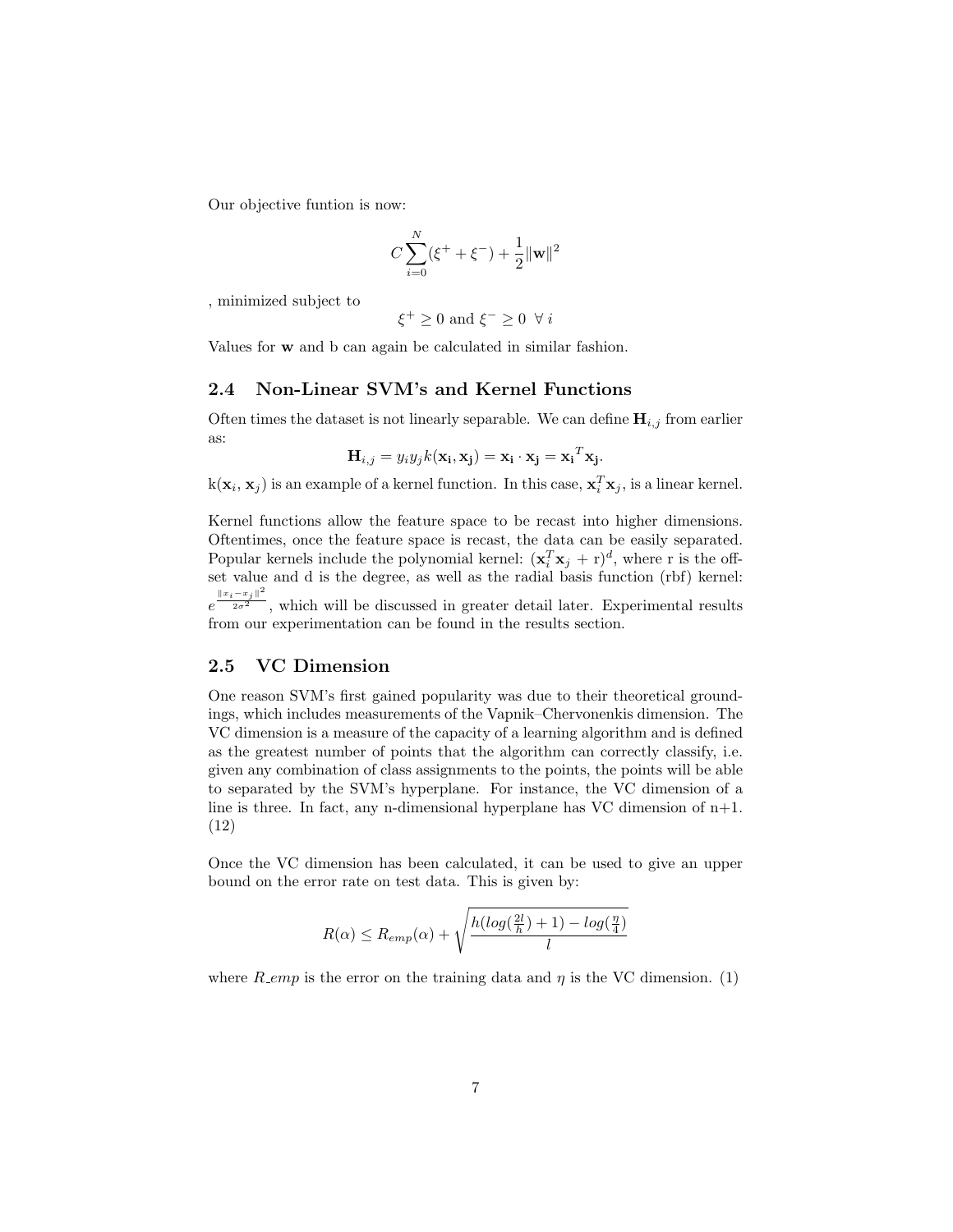Our objective funtion is now:

$$C\sum_{i=0}^{N}(\xi^{+} + \xi^{-}) + \frac{1}{2}\|\mathbf{w}\|^2$$

, minimized subject to

$$\xi^{+} \geq 0 \text{ and } \xi^{-} \geq 0 \ \ \forall\, i$$

Values for $\mathbf{w}$ and b can again be calculated in similar fashion.

### 2.4 Non-Linear SVM's and Kernel Functions

Often times the dataset is not linearly separable. We can define $\mathbf{H}_{i,j}$ from earlier as:

$$\mathbf{H}_{i,j} = y_i y_j k(\mathbf{x_i}, \mathbf{x_j}) = \mathbf{x_i} \cdot \mathbf{x_j} = \mathbf{x_i}^T\mathbf{x_j}.$$

k($\mathbf{x}_i$, $\mathbf{x}_j$) is an example of a kernel function. In this case, $\mathbf{x}_i^T\mathbf{x}_j$, is a linear kernel.

Kernel functions allow the feature space to be recast into higher dimensions. Oftentimes, once the feature space is recast, the data can be easily separated. Popular kernels include the polynomial kernel: $(\mathbf{x}_i^T\mathbf{x}_j + \text{r})^d$, where r is the offset value and d is the degree, as well as the radial basis function (rbf) kernel: $e^{\frac{\|x_i - x_j\|^2}{2\sigma^2}}$, which will be discussed in greater detail later. Experimental results from our experimentation can be found in the results section.

### 2.5 VC Dimension

One reason SVM's first gained popularity was due to their theoretical groundings, which includes measurements of the Vapnik–Chervonenkis dimension. The VC dimension is a measure of the capacity of a learning algorithm and is defined as the greatest number of points that the algorithm can correctly classify, i.e. given any combination of class assignments to the points, the points will be able to separated by the SVM's hyperplane. For instance, the VC dimension of a line is three. In fact, any n-dimensional hyperplane has VC dimension of n+1. (12)

Once the VC dimension has been calculated, it can be used to give an upper bound on the error rate on test data. This is given by:

$$R(\alpha) \leq R_{emp}(\alpha) + \sqrt{\frac{h(log(\frac{2l}{h}) + 1) - log(\frac{\eta}{4})}{l}}$$

where $R\_emp$ is the error on the training data and $\eta$ is the VC dimension. (1)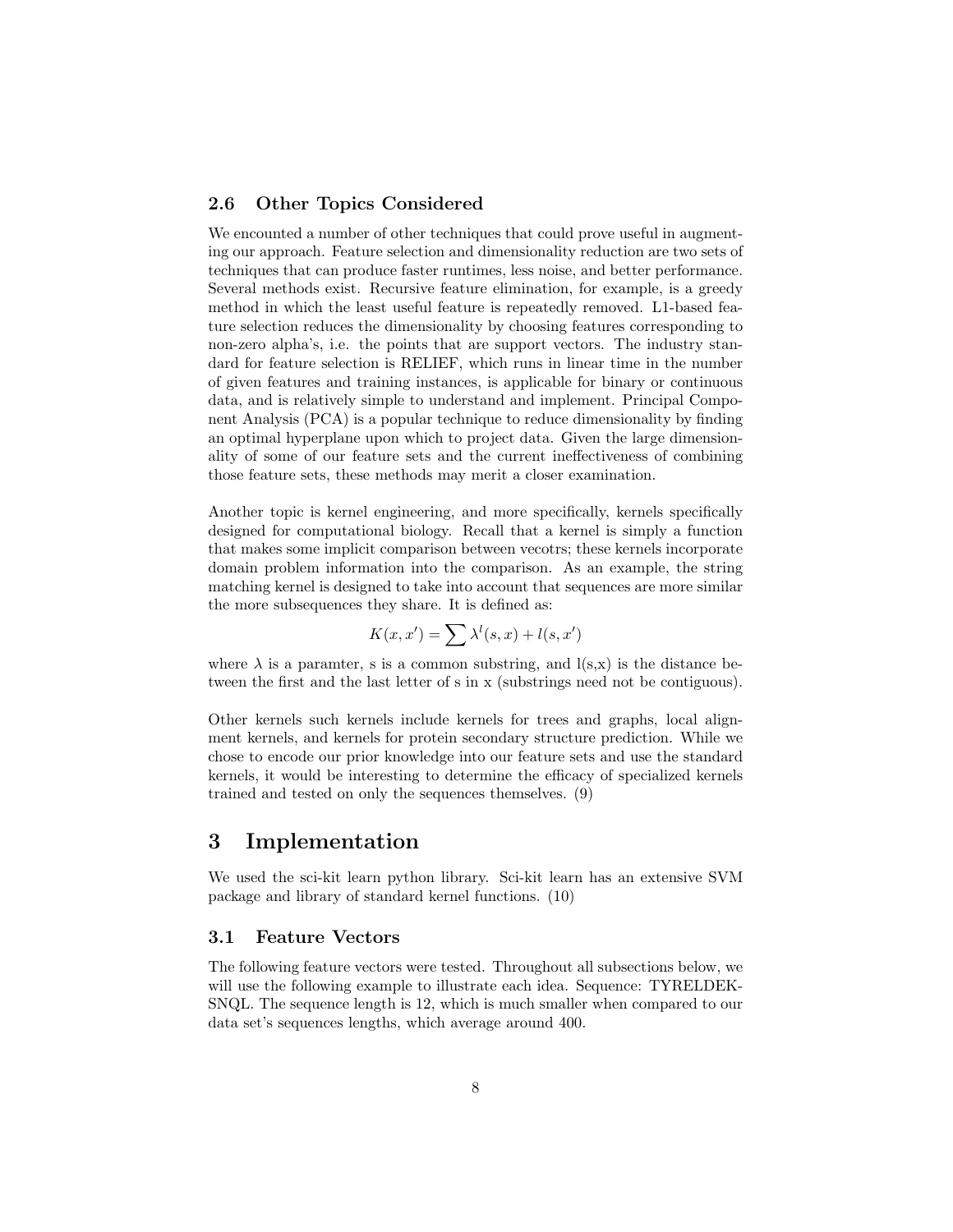### 2.6 Other Topics Considered

We encounted a number of other techniques that could prove useful in augmenting our approach. Feature selection and dimensionality reduction are two sets of techniques that can produce faster runtimes, less noise, and better performance. Several methods exist. Recursive feature elimination, for example, is a greedy method in which the least useful feature is repeatedly removed. L1-based feature selection reduces the dimensionality by choosing features corresponding to non-zero alpha's, i.e. the points that are support vectors. The industry standard for feature selection is RELIEF, which runs in linear time in the number of given features and training instances, is applicable for binary or continuous data, and is relatively simple to understand and implement. Principal Component Analysis (PCA) is a popular technique to reduce dimensionality by finding an optimal hyperplane upon which to project data. Given the large dimensionality of some of our feature sets and the current ineffectiveness of combining those feature sets, these methods may merit a closer examination.

Another topic is kernel engineering, and more specifically, kernels specifically designed for computational biology. Recall that a kernel is simply a function that makes some implicit comparison between vecotrs; these kernels incorporate domain problem information into the comparison. As an example, the string matching kernel is designed to take into account that sequences are more similar the more subsequences they share. It is defined as:

$$K(x, x') = \sum \lambda^{l}(s, x) + l(s, x')$$

where $\lambda$ is a paramter, s is a common substring, and l(s,x) is the distance between the first and the last letter of s in x (substrings need not be contiguous).

Other kernels such kernels include kernels for trees and graphs, local alignment kernels, and kernels for protein secondary structure prediction. While we chose to encode our prior knowledge into our feature sets and use the standard kernels, it would be interesting to determine the efficacy of specialized kernels trained and tested on only the sequences themselves. (9)

# 3 Implementation

We used the sci-kit learn python library. Sci-kit learn has an extensive SVM package and library of standard kernel functions. (10)

### 3.1 Feature Vectors

The following feature vectors were tested. Throughout all subsections below, we will use the following example to illustrate each idea. Sequence: TYRELDEKSNQL. The sequence length is 12, which is much smaller when compared to our data set's sequences lengths, which average around 400.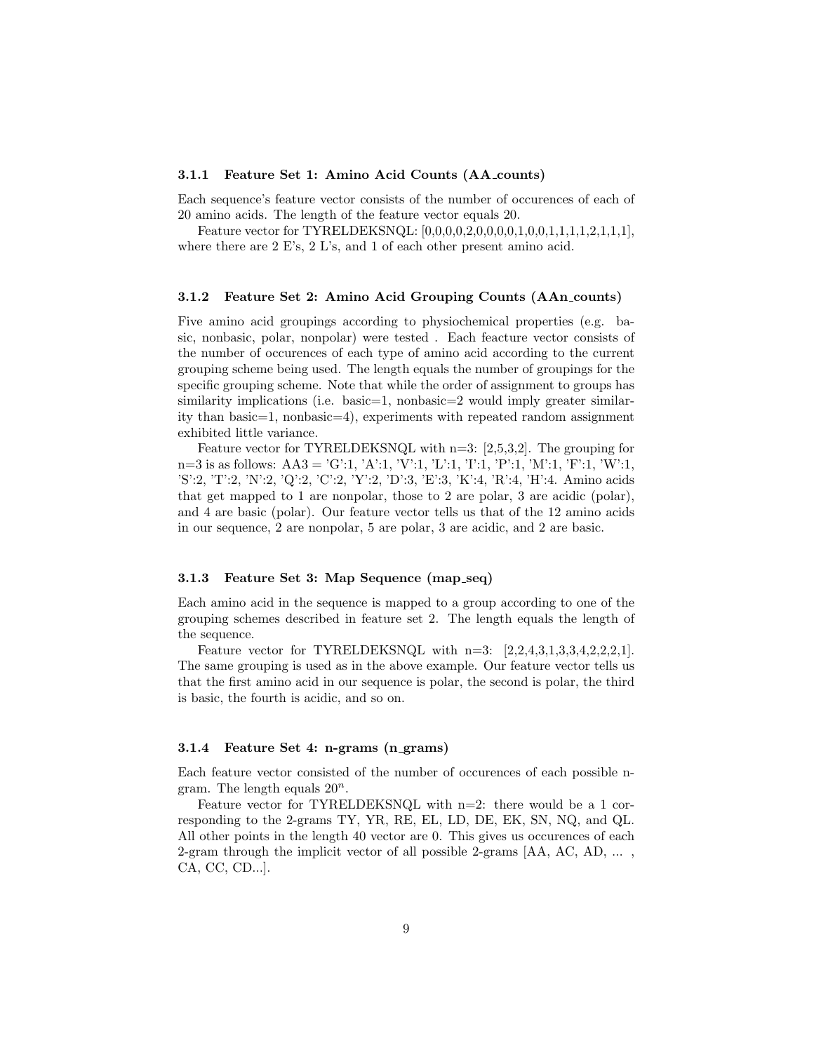### 3.1.1 Feature Set 1: Amino Acid Counts (AA_counts)

Each sequence's feature vector consists of the number of occurences of each of 20 amino acids. The length of the feature vector equals 20.

Feature vector for TYRELDEKSNQL: [0,0,0,0,2,0,0,0,0,1,0,0,1,1,1,1,2,1,1,1], where there are 2 E's, 2 L's, and 1 of each other present amino acid.

### 3.1.2 Feature Set 2: Amino Acid Grouping Counts (AAn_counts)

Five amino acid groupings according to physiochemical properties (e.g. basic, nonbasic, polar, nonpolar) were tested . Each feacture vector consists of the number of occurences of each type of amino acid according to the current grouping scheme being used. The length equals the number of groupings for the specific grouping scheme. Note that while the order of assignment to groups has similarity implications (i.e. basic=1, nonbasic=2 would imply greater similarity than basic=1, nonbasic=4), experiments with repeated random assignment exhibited little variance.

Feature vector for TYRELDEKSNQL with n=3: [2,5,3,2]. The grouping for n=3 is as follows: AA3 = 'G':1, 'A':1, 'V':1, 'L':1, 'I':1, 'P':1, 'M':1, 'F':1, 'W':1, 'S':2, 'T':2, 'N':2, 'Q':2, 'C':2, 'Y':2, 'D':3, 'E':3, 'K':4, 'R':4, 'H':4. Amino acids that get mapped to 1 are nonpolar, those to 2 are polar, 3 are acidic (polar), and 4 are basic (polar). Our feature vector tells us that of the 12 amino acids in our sequence, 2 are nonpolar, 5 are polar, 3 are acidic, and 2 are basic.

### 3.1.3 Feature Set 3: Map Sequence (map_seq)

Each amino acid in the sequence is mapped to a group according to one of the grouping schemes described in feature set 2. The length equals the length of the sequence.

Feature vector for TYRELDEKSNQL with n=3: [2,2,4,3,1,3,3,4,2,2,2,1]. The same grouping is used as in the above example. Our feature vector tells us that the first amino acid in our sequence is polar, the second is polar, the third is basic, the fourth is acidic, and so on.

### 3.1.4 Feature Set 4: n-grams (n_grams)

Each feature vector consisted of the number of occurences of each possible n-gram. The length equals $20^n$.

Feature vector for TYRELDEKSNQL with n=2: there would be a 1 corresponding to the 2-grams TY, YR, RE, EL, LD, DE, EK, SN, NQ, and QL. All other points in the length 40 vector are 0. This gives us occurences of each 2-gram through the implicit vector of all possible 2-grams [AA, AC, AD, ... , CA, CC, CD...].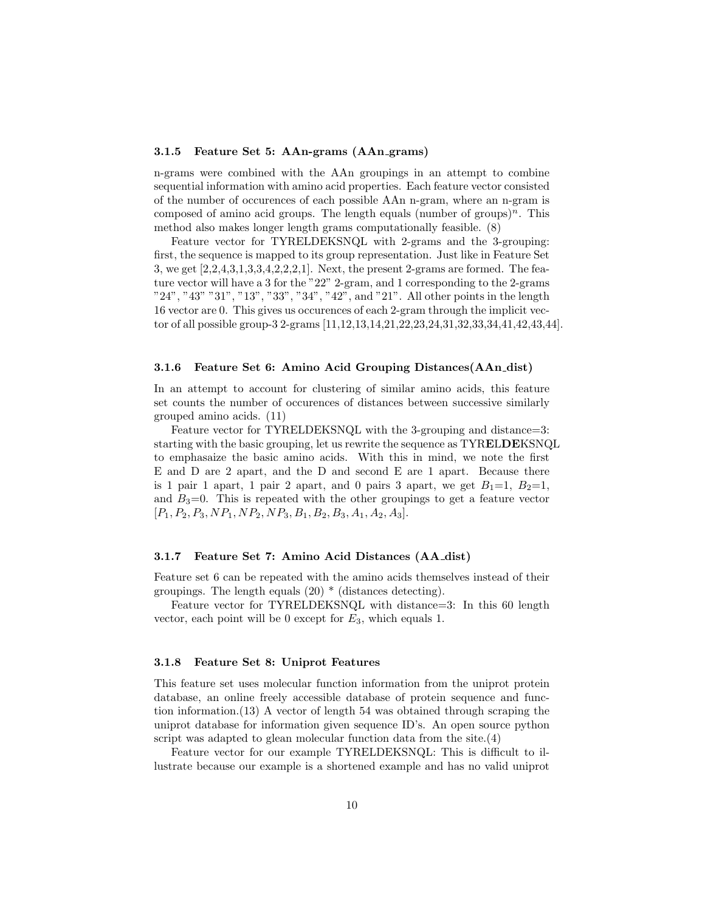### 3.1.5 Feature Set 5: AAn-grams (AAn_grams)

n-grams were combined with the AAn groupings in an attempt to combine sequential information with amino acid properties. Each feature vector consisted of the number of occurences of each possible AAn n-gram, where an n-gram is composed of amino acid groups. The length equals (number of groups)$^n$. This method also makes longer length grams computationally feasible. (8)

Feature vector for TYRELDEKSNQL with 2-grams and the 3-grouping: first, the sequence is mapped to its group representation. Just like in Feature Set 3, we get [2,2,4,3,1,3,3,4,2,2,2,1]. Next, the present 2-grams are formed. The feature vector will have a 3 for the "22" 2-gram, and 1 corresponding to the 2-grams "24", "43" "31", "13", "33", "34", "42", and "21". All other points in the length 16 vector are 0. This gives us occurences of each 2-gram through the implicit vector of all possible group-3 2-grams [11,12,13,14,21,22,23,24,31,32,33,34,41,42,43,44].

### 3.1.6 Feature Set 6: Amino Acid Grouping Distances(AAn_dist)

In an attempt to account for clustering of similar amino acids, this feature set counts the number of occurences of distances between successive similarly grouped amino acids. (11)

Feature vector for TYRELDEKSNQL with the 3-grouping and distance=3: starting with the basic grouping, let us rewrite the sequence as TYR**E**L**DE**KSNQL to emphasaize the basic amino acids. With this in mind, we note the first E and D are 2 apart, and the D and second E are 1 apart. Because there is 1 pair 1 apart, 1 pair 2 apart, and 0 pairs 3 apart, we get $B_1$=1, $B_2$=1, and $B_3$=0. This is repeated with the other groupings to get a feature vector $[P_1, P_2, P_3, NP_1, NP_2, NP_3, B_1, B_2, B_3, A_1, A_2, A_3]$.

### 3.1.7 Feature Set 7: Amino Acid Distances (AA_dist)

Feature set 6 can be repeated with the amino acids themselves instead of their groupings. The length equals (20) * (distances detecting).

Feature vector for TYRELDEKSNQL with distance=3: In this 60 length vector, each point will be 0 except for $E_3$, which equals 1.

### 3.1.8 Feature Set 8: Uniprot Features

This feature set uses molecular function information from the uniprot protein database, an online freely accessible database of protein sequence and function information.(13) A vector of length 54 was obtained through scraping the uniprot database for information given sequence ID's. An open source python script was adapted to glean molecular function data from the site.(4)

Feature vector for our example TYRELDEKSNQL: This is difficult to illustrate because our example is a shortened example and has no valid uniprot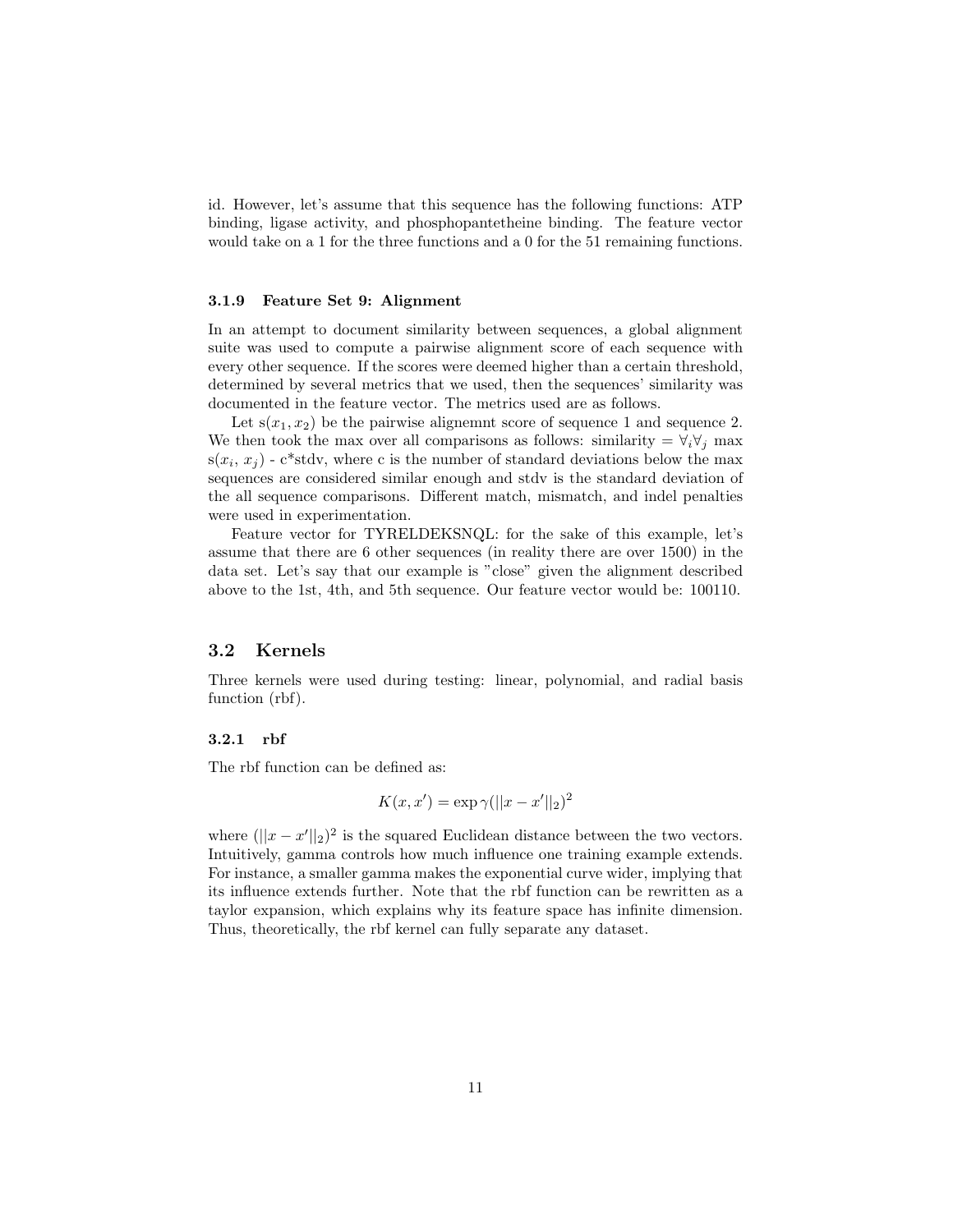id. However, let's assume that this sequence has the following functions: ATP binding, ligase activity, and phosphopantetheine binding. The feature vector would take on a 1 for the three functions and a 0 for the 51 remaining functions.

#### 3.1.9 Feature Set 9: Alignment

In an attempt to document similarity between sequences, a global alignment suite was used to compute a pairwise alignment score of each sequence with every other sequence. If the scores were deemed higher than a certain threshold, determined by several metrics that we used, then the sequences' similarity was documented in the feature vector. The metrics used are as follows.

Let s($x_1, x_2$) be the pairwise alignemnt score of sequence 1 and sequence 2. We then took the max over all comparisons as follows: similarity = $\forall_i \forall_j$ max s($x_i$, $x_j$) - c*stdv, where c is the number of standard deviations below the max sequences are considered similar enough and stdv is the standard deviation of the all sequence comparisons. Different match, mismatch, and indel penalties were used in experimentation.

Feature vector for TYRELDEKSNQL: for the sake of this example, let's assume that there are 6 other sequences (in reality there are over 1500) in the data set. Let's say that our example is "close" given the alignment described above to the 1st, 4th, and 5th sequence. Our feature vector would be: 100110.

### 3.2 Kernels

Three kernels were used during testing: linear, polynomial, and radial basis function (rbf).

#### 3.2.1 rbf

The rbf function can be defined as:

$$K(x, x') = \exp \gamma(||x - x'||_2)^2$$

where $(||x - x'||_2)^2$ is the squared Euclidean distance between the two vectors. Intuitively, gamma controls how much influence one training example extends. For instance, a smaller gamma makes the exponential curve wider, implying that its influence extends further. Note that the rbf function can be rewritten as a taylor expansion, which explains why its feature space has infinite dimension. Thus, theoretically, the rbf kernel can fully separate any dataset.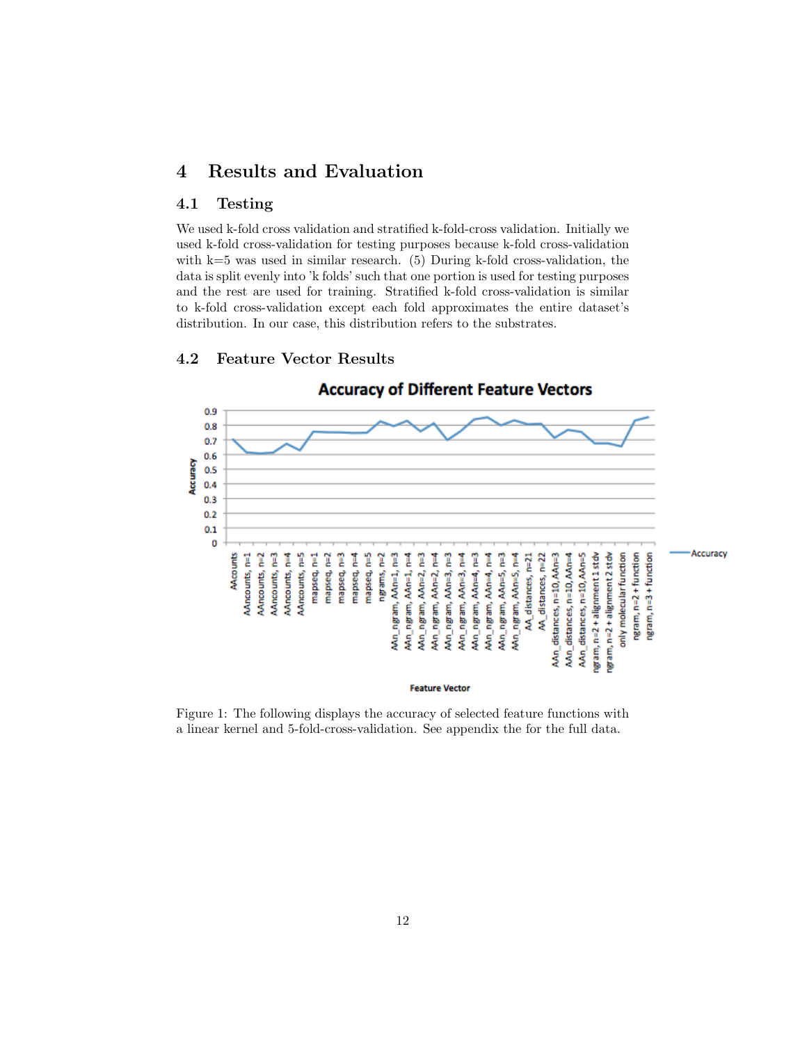# 4 Results and Evaluation

## 4.1 Testing

We used k-fold cross validation and stratified k-fold-cross validation. Initially we used k-fold cross-validation for testing purposes because k-fold cross-validation with k=5 was used in similar research. (5) During k-fold cross-validation, the data is split evenly into 'k folds' such that one portion is used for testing purposes and the rest are used for training. Stratified k-fold cross-validation is similar to k-fold cross-validation except each fold approximates the entire dataset's distribution. In our case, this distribution refers to the substrates.

## 4.2 Feature Vector Results

Figure 1: The following displays the accuracy of selected feature functions with a linear kernel and 5-fold-cross-validation. See appendix the for the full data.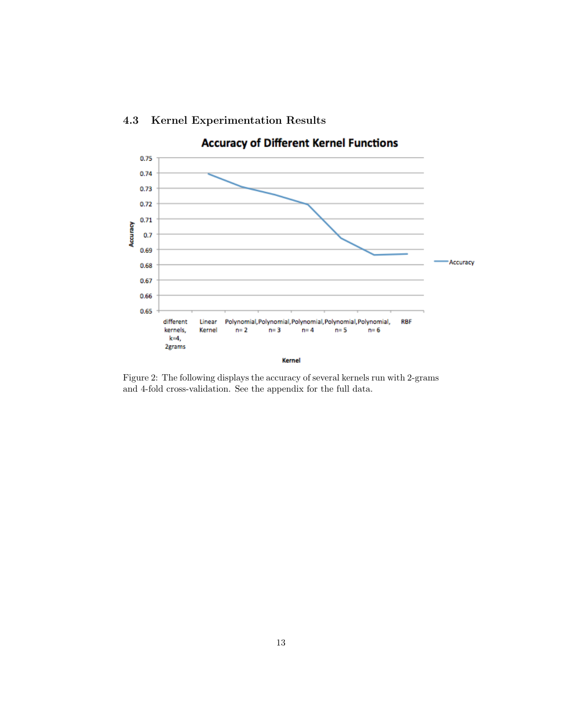### 4.3 Kernel Experimentation Results

Figure 2: The following displays the accuracy of several kernels run with 2-grams and 4-fold cross-validation. See the appendix for the full data.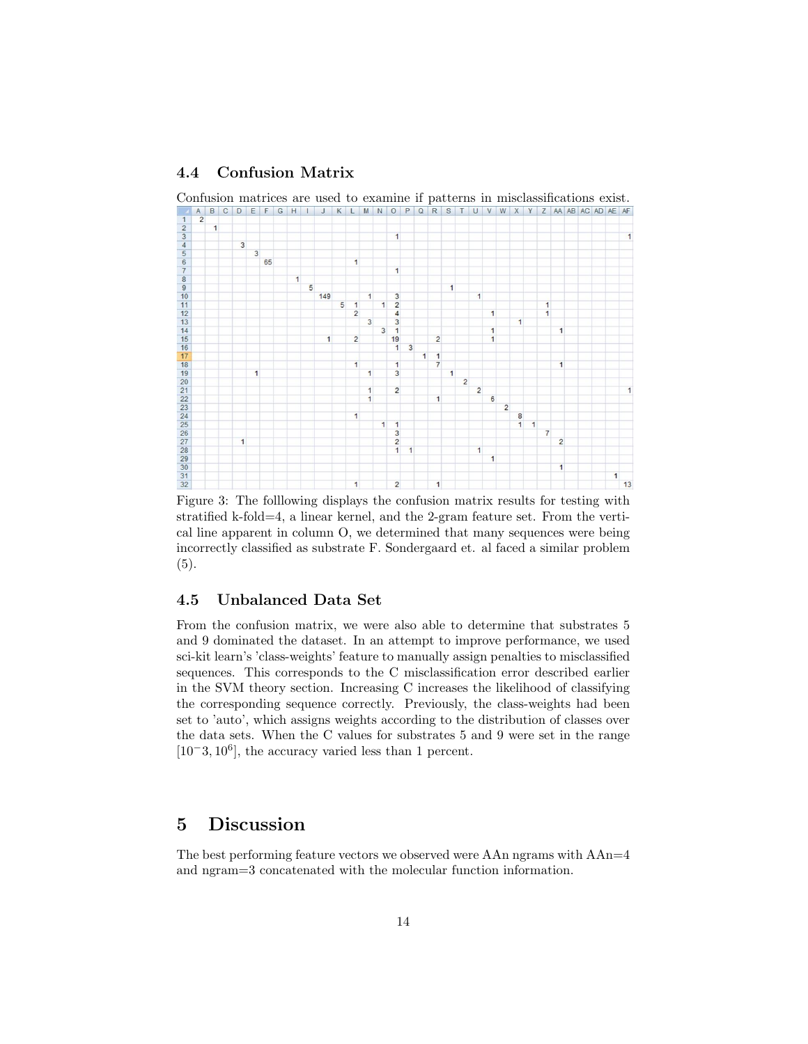### 4.4 Confusion Matrix

Confusion matrices are used to examine if patterns in misclassifications exist.

| | A | B | C | D | E | F | G | H | I | J | K | L | M | N | O | P | Q | R | S | T | U | V | W | X | Y | Z | AA | AB | AC | AD | AE | AF |
|---|---|---|---|---|---|---|---|---|---|---|---|---|---|---|---|---|---|---|---|---|---|---|---|---|---|---|---|---|---|---|---|---|
| 1 | 2 | | | | | | | | | | | | | | | | | | | | | | | | | | | | | | | |
| 2 | | 1 | | | | | | | | | | | | | | | | | | | | | | | | | | | | | | |
| 3 | | | | | | | | | | | | | | | 1 | | | | | | | | | | | | | | | | | 1 |
| 4 | | | | 3 | | | | | | | | | | | | | | | | | | | | | | | | | | | | |
| 5 | | | | | 3 | | | | | | | | | | | | | | | | | | | | | | | | | | | |
| 6 | | | | | | 65 | | | | | | 1 | | | | | | | | | | | | | | | | | | | | |
| 7 | | | | | | | | | | | | | | | 1 | | | | | | | | | | | | | | | | | |
| 8 | | | | | | | | 1 | | | | | | | | | | | | | | | | | | | | | | | | |
| 9 | | | | | | | | | 5 | | | | | | | | | | 1 | | | | | | | | | | | | | |
| 10 | | | | | | | | | | 149 | | | 1 | | 3 | | | | | | 1 | | | | | | | | | | | |
| 11 | | | | | | | | | | | 5 | 1 | | 1 | 2 | | | | | | | | | | | 1 | | | | | | |
| 12 | | | | | | | | | | | | 2 | | | 4 | | | | | | | 1 | | | | 1 | | | | | | |
| 13 | | | | | | | | | | | | | 3 | | 3 | | | | | | | | | 1 | | | | | | | | |
| 14 | | | | | | | | | | | | | | 3 | 1 | | | | | | | 1 | | | | | 1 | | | | | |
| 15 | | | | | | | | | | 1 | | 2 | | | 19 | | | 2 | | | | 1 | | | | | | | | | | |
| 16 | | | | | | | | | | | | | | | 1 | 3 | | | | | | | | | | | | | | | | |
| 17 | | | | | | | | | | | | | | | | | 1 | 1 | | | | | | | | | | | | | | |
| 18 | | | | | | | | | | | | 1 | | | 1 | | | 7 | | | | | | | | | 1 | | | | | |
| 19 | | | | | 1 | | | | | | | | 1 | | 3 | | | | 1 | | | | | | | | | | | | | |
| 20 | | | | | | | | | | | | | | | | | | | | 2 | | | | | | | | | | | | |
| 21 | | | | | | | | | | | | | 1 | | 2 | | | | | | 2 | | | | | | | | | | | 1 |
| 22 | | | | | | | | | | | | | 1 | | | | | 1 | | | | 6 | | | | | | | | | | |
| 23 | | | | | | | | | | | | | | | | | | | | | | | 2 | | | | | | | | | |
| 24 | | | | | | | | | | | | 1 | | | | | | | | | | | | 8 | | | | | | | | |
| 25 | | | | | | | | | | | | | | 1 | 1 | | | | | | | | | 1 | 1 | | | | | | | |
| 26 | | | | | | | | | | | | | | | 3 | | | | | | | | | | | 7 | | | | | | |
| 27 | | | | 1 | | | | | | | | | | | 2 | | | | | | | | | | | | 2 | | | | | |
| 28 | | | | | | | | | | | | | | | 1 | 1 | | | | | 1 | | | | | | | | | | | |
| 29 | | | | | | | | | | | | | | | | | | | | | | 1 | | | | | | | | | | |
| 30 | | | | | | | | | | | | | | | | | | | | | | | | | | | 1 | | | | | |
| 31 | | | | | | | | | | | | | | | | | | | | | | | | | | | | | | | 1 | |
| 32 | | | | | | | | | | | | 1 | | | 2 | | | 1 | | | | | | | | | | | | | | 13 |

Figure 3: The folllowing displays the confusion matrix results for testing with stratified k-fold=4, a linear kernel, and the 2-gram feature set. From the vertical line apparent in column O, we determined that many sequences were being incorrectly classified as substrate F. Sondergaard et. al faced a similar problem (5).

### 4.5 Unbalanced Data Set

From the confusion matrix, we were also able to determine that substrates 5 and 9 dominated the dataset. In an attempt to improve performance, we used sci-kit learn's 'class-weights' feature to manually assign penalties to misclassified sequences. This corresponds to the C misclassification error described earlier in the SVM theory section. Increasing C increases the likelihood of classifying the corresponding sequence correctly. Previously, the class-weights had been set to 'auto', which assigns weights according to the distribution of classes over the data sets. When the C values for substrates 5 and 9 were set in the range $[10-3, 10^6]$, the accuracy varied less than 1 percent.

## 5 Discussion

The best performing feature vectors we observed were AAn ngrams with AAn=4 and ngram=3 concatenated with the molecular function information.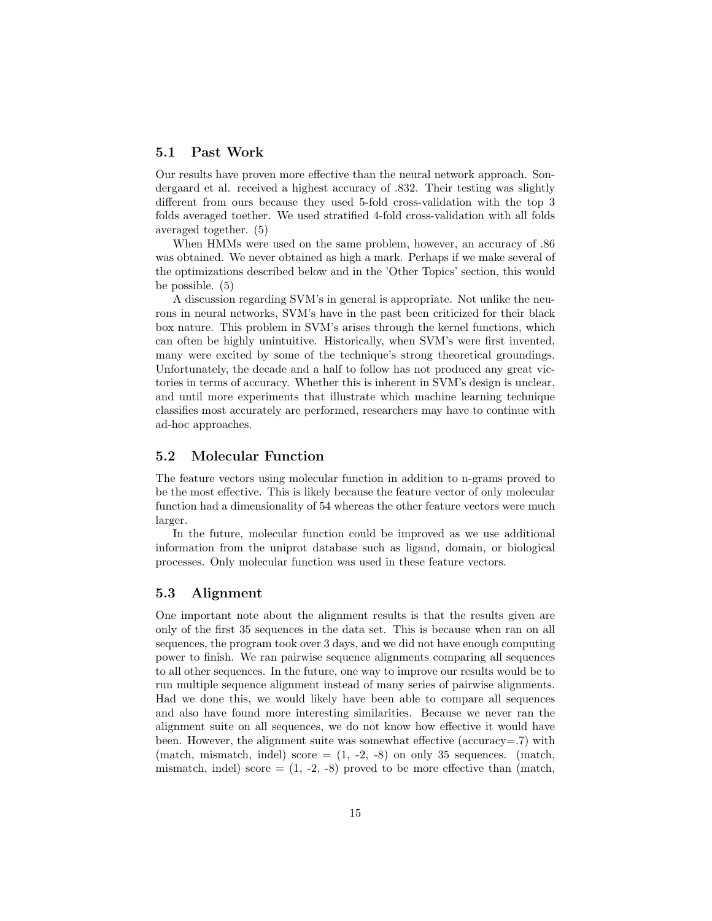### 5.1 Past Work

Our results have proven more effective than the neural network approach. Sondergaard et al. received a highest accuracy of .832. Their testing was slightly different from ours because they used 5-fold cross-validation with the top 3 folds averaged toether. We used stratified 4-fold cross-validation with all folds averaged together. (5)

When HMMs were used on the same problem, however, an accuracy of .86 was obtained. We never obtained as high a mark. Perhaps if we make several of the optimizations described below and in the 'Other Topics' section, this would be possible. (5)

A discussion regarding SVM's in general is appropriate. Not unlike the neurons in neural networks, SVM's have in the past been criticized for their black box nature. This problem in SVM's arises through the kernel functions, which can often be highly unintuitive. Historically, when SVM's were first invented, many were excited by some of the technique's strong theoretical groundings. Unfortunately, the decade and a half to follow has not produced any great victories in terms of accuracy. Whether this is inherent in SVM's design is unclear, and until more experiments that illustrate which machine learning technique classifies most accurately are performed, researchers may have to continue with ad-hoc approaches.

### 5.2 Molecular Function

The feature vectors using molecular function in addition to n-grams proved to be the most effective. This is likely because the feature vector of only molecular function had a dimensionality of 54 whereas the other feature vectors were much larger.

In the future, molecular function could be improved as we use additional information from the uniprot database such as ligand, domain, or biological processes. Only molecular function was used in these feature vectors.

### 5.3 Alignment

One important note about the alignment results is that the results given are only of the first 35 sequences in the data set. This is because when ran on all sequences, the program took over 3 days, and we did not have enough computing power to finish. We ran pairwise sequence alignments comparing all sequences to all other sequences. In the future, one way to improve our results would be to run multiple sequence alignment instead of many series of pairwise alignments. Had we done this, we would likely have been able to compare all sequences and also have found more interesting similarities. Because we never ran the alignment suite on all sequences, we do not know how effective it would have been. However, the alignment suite was somewhat effective (accuracy=.7) with (match, mismatch, indel) score = (1, -2, -8) on only 35 sequences. (match, mismatch, indel) score = (1, -2, -8) proved to be more effective than (match,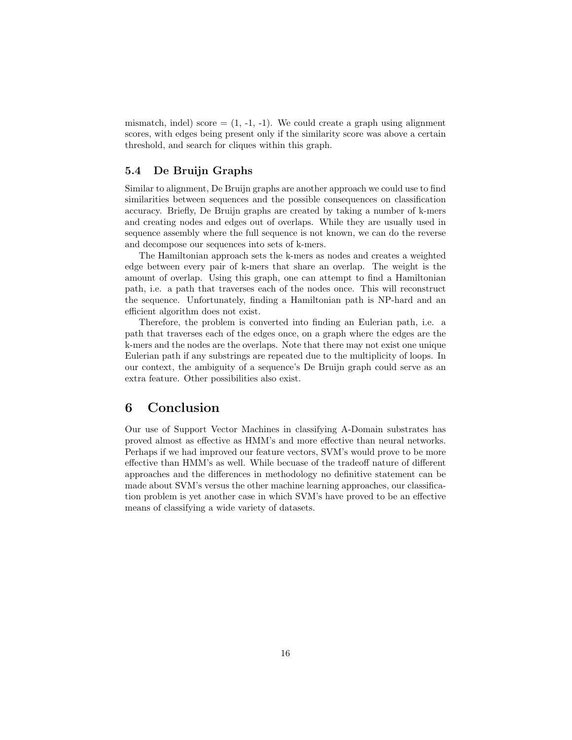mismatch, indel) score = (1, -1, -1). We could create a graph using alignment scores, with edges being present only if the similarity score was above a certain threshold, and search for cliques within this graph.

### 5.4 De Bruijn Graphs

Similar to alignment, De Bruijn graphs are another approach we could use to find similarities between sequences and the possible consequences on classification accuracy. Briefly, De Bruijn graphs are created by taking a number of k-mers and creating nodes and edges out of overlaps. While they are usually used in sequence assembly where the full sequence is not known, we can do the reverse and decompose our sequences into sets of k-mers.

The Hamiltonian approach sets the k-mers as nodes and creates a weighted edge between every pair of k-mers that share an overlap. The weight is the amount of overlap. Using this graph, one can attempt to find a Hamiltonian path, i.e. a path that traverses each of the nodes once. This will reconstruct the sequence. Unfortunately, finding a Hamiltonian path is NP-hard and an efficient algorithm does not exist.

Therefore, the problem is converted into finding an Eulerian path, i.e. a path that traverses each of the edges once, on a graph where the edges are the k-mers and the nodes are the overlaps. Note that there may not exist one unique Eulerian path if any substrings are repeated due to the multiplicity of loops. In our context, the ambiguity of a sequence's De Bruijn graph could serve as an extra feature. Other possibilities also exist.

## 6 Conclusion

Our use of Support Vector Machines in classifying A-Domain substrates has proved almost as effective as HMM's and more effective than neural networks. Perhaps if we had improved our feature vectors, SVM's would prove to be more effective than HMM's as well. While becuase of the tradeoff nature of different approaches and the differences in methodology no definitive statement can be made about SVM's versus the other machine learning approaches, our classification problem is yet another case in which SVM's have proved to be an effective means of classifying a wide variety of datasets.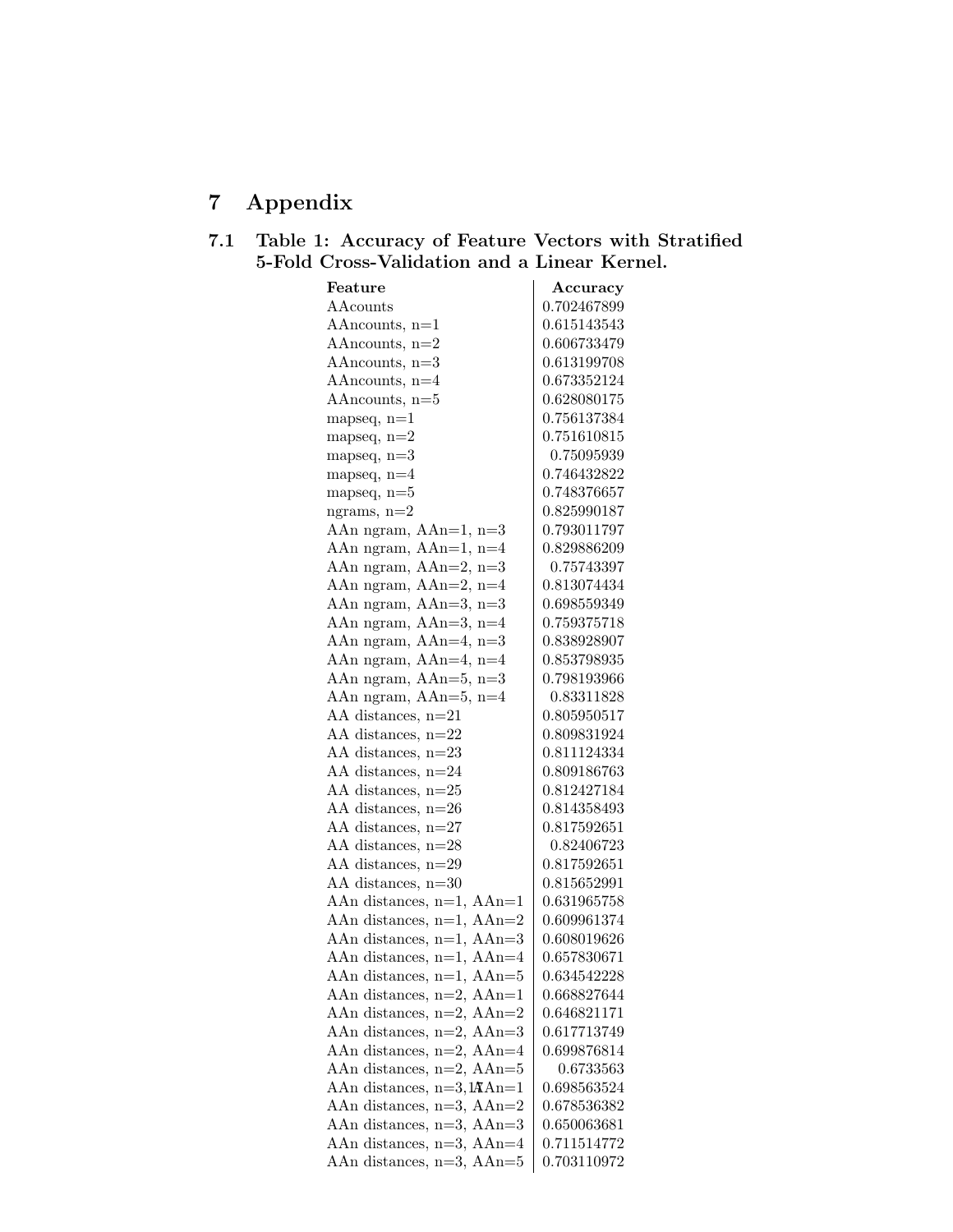# 7 Appendix

## 7.1 Table 1: Accuracy of Feature Vectors with Stratified 5-Fold Cross-Validation and a Linear Kernel.

| Feature | Accuracy |
|---|---|
| AAcounts | 0.702467899 |
| AAncounts, n=1 | 0.615143543 |
| AAncounts, n=2 | 0.606733479 |
| AAncounts, n=3 | 0.613199708 |
| AAncounts, n=4 | 0.673352124 |
| AAncounts, n=5 | 0.628080175 |
| mapseq, n=1 | 0.756137384 |
| mapseq, n=2 | 0.751610815 |
| mapseq, n=3 | 0.75095939 |
| mapseq, n=4 | 0.746432822 |
| mapseq, n=5 | 0.748376657 |
| ngrams, n=2 | 0.825990187 |
| AAn ngram, AAn=1, n=3 | 0.793011797 |
| AAn ngram, AAn=1, n=4 | 0.829886209 |
| AAn ngram, AAn=2, n=3 | 0.75743397 |
| AAn ngram, AAn=2, n=4 | 0.813074434 |
| AAn ngram, AAn=3, n=3 | 0.698559349 |
| AAn ngram, AAn=3, n=4 | 0.759375718 |
| AAn ngram, AAn=4, n=3 | 0.838928907 |
| AAn ngram, AAn=4, n=4 | 0.853798935 |
| AAn ngram, AAn=5, n=3 | 0.798193966 |
| AAn ngram, AAn=5, n=4 | 0.83311828 |
| AA distances, n=21 | 0.805950517 |
| AA distances, n=22 | 0.809831924 |
| AA distances, n=23 | 0.811124334 |
| AA distances, n=24 | 0.809186763 |
| AA distances, n=25 | 0.812427184 |
| AA distances, n=26 | 0.814358493 |
| AA distances, n=27 | 0.817592651 |
| AA distances, n=28 | 0.82406723 |
| AA distances, n=29 | 0.817592651 |
| AA distances, n=30 | 0.815652991 |
| AAn distances, n=1, AAn=1 | 0.631965758 |
| AAn distances, n=1, AAn=2 | 0.609961374 |
| AAn distances, n=1, AAn=3 | 0.608019626 |
| AAn distances, n=1, AAn=4 | 0.657830671 |
| AAn distances, n=1, AAn=5 | 0.634542228 |
| AAn distances, n=2, AAn=1 | 0.668827644 |
| AAn distances, n=2, AAn=2 | 0.646821171 |
| AAn distances, n=2, AAn=3 | 0.617713749 |
| AAn distances, n=2, AAn=4 | 0.699876814 |
| AAn distances, n=2, AAn=5 | 0.6733563 |
| AAn distances, n=3, AAn=1 | 0.698563524 |
| AAn distances, n=3, AAn=2 | 0.678536382 |
| AAn distances, n=3, AAn=3 | 0.650063681 |
| AAn distances, n=3, AAn=4 | 0.711514772 |
| AAn distances, n=3, AAn=5 | 0.703110972 |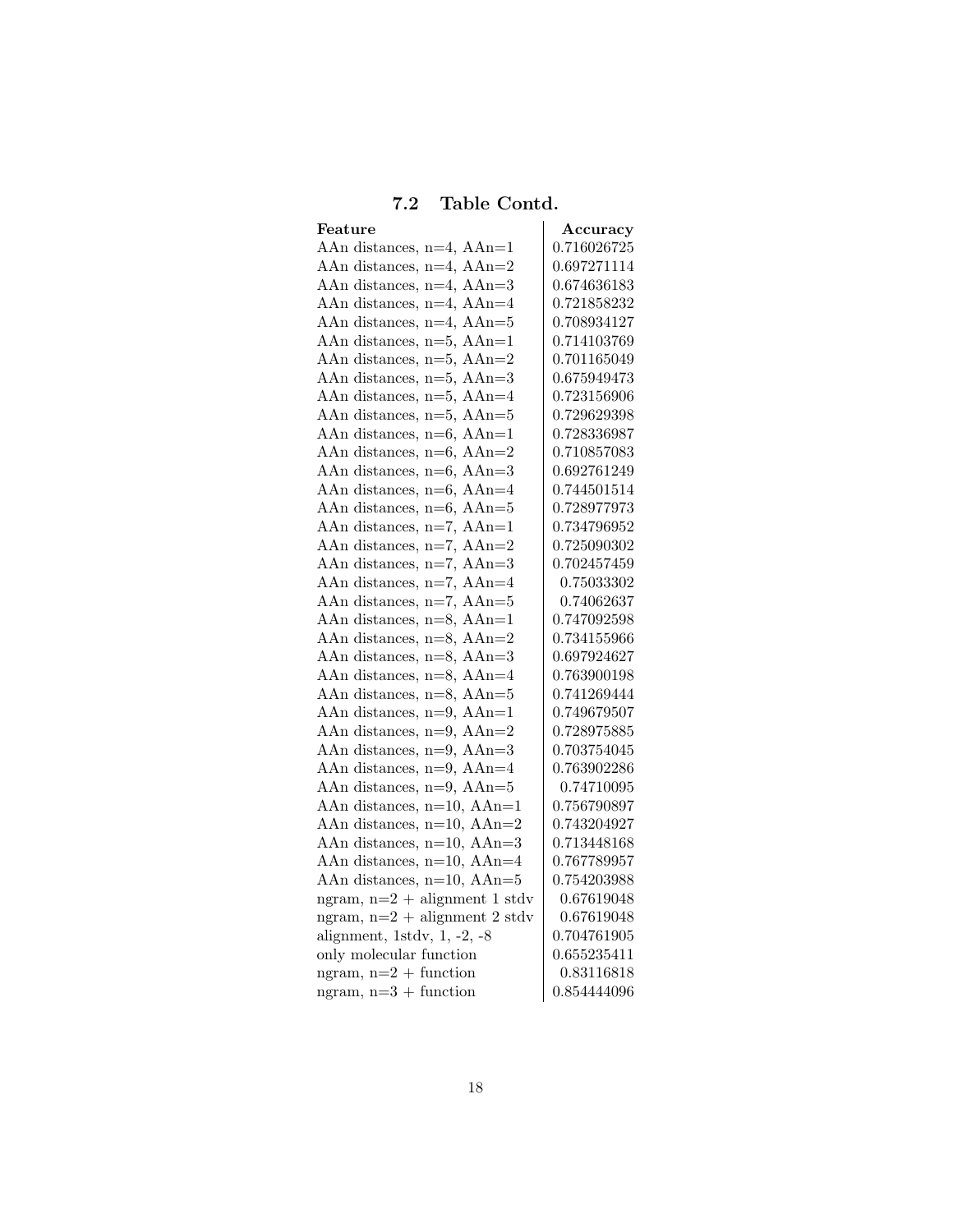## 7.2 Table Contd.

| Feature | Accuracy |
|---|---|
| AAn distances, n=4, AAn=1 | 0.716026725 |
| AAn distances, n=4, AAn=2 | 0.697271114 |
| AAn distances, n=4, AAn=3 | 0.674636183 |
| AAn distances, n=4, AAn=4 | 0.721858232 |
| AAn distances, n=4, AAn=5 | 0.708934127 |
| AAn distances, n=5, AAn=1 | 0.714103769 |
| AAn distances, n=5, AAn=2 | 0.701165049 |
| AAn distances, n=5, AAn=3 | 0.675949473 |
| AAn distances, n=5, AAn=4 | 0.723156906 |
| AAn distances, n=5, AAn=5 | 0.729629398 |
| AAn distances, n=6, AAn=1 | 0.728336987 |
| AAn distances, n=6, AAn=2 | 0.710857083 |
| AAn distances, n=6, AAn=3 | 0.692761249 |
| AAn distances, n=6, AAn=4 | 0.744501514 |
| AAn distances, n=6, AAn=5 | 0.728977973 |
| AAn distances, n=7, AAn=1 | 0.734796952 |
| AAn distances, n=7, AAn=2 | 0.725090302 |
| AAn distances, n=7, AAn=3 | 0.702457459 |
| AAn distances, n=7, AAn=4 | 0.75033302 |
| AAn distances, n=7, AAn=5 | 0.74062637 |
| AAn distances, n=8, AAn=1 | 0.747092598 |
| AAn distances, n=8, AAn=2 | 0.734155966 |
| AAn distances, n=8, AAn=3 | 0.697924627 |
| AAn distances, n=8, AAn=4 | 0.763900198 |
| AAn distances, n=8, AAn=5 | 0.741269444 |
| AAn distances, n=9, AAn=1 | 0.749679507 |
| AAn distances, n=9, AAn=2 | 0.728975885 |
| AAn distances, n=9, AAn=3 | 0.703754045 |
| AAn distances, n=9, AAn=4 | 0.763902286 |
| AAn distances, n=9, AAn=5 | 0.74710095 |
| AAn distances, n=10, AAn=1 | 0.756790897 |
| AAn distances, n=10, AAn=2 | 0.743204927 |
| AAn distances, n=10, AAn=3 | 0.713448168 |
| AAn distances, n=10, AAn=4 | 0.767789957 |
| AAn distances, n=10, AAn=5 | 0.754203988 |
| ngram, n=2 + alignment 1 stdv | 0.67619048 |
| ngram, n=2 + alignment 2 stdv | 0.67619048 |
| alignment, 1stdv, 1, -2, -8 | 0.704761905 |
| only molecular function | 0.655235411 |
| ngram, n=2 + function | 0.83116818 |
| ngram, n=3 + function | 0.854444096 |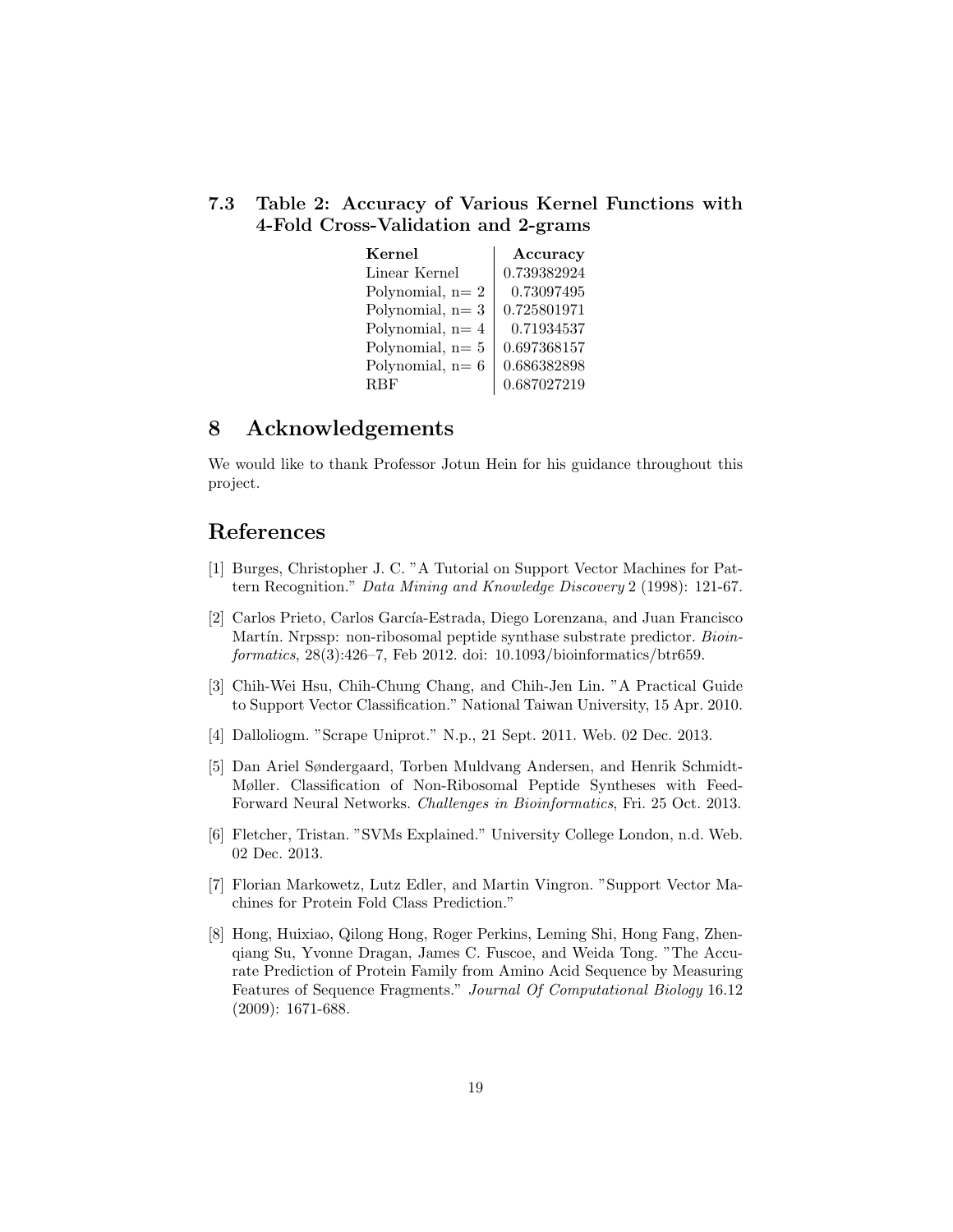### 7.3 Table 2: Accuracy of Various Kernel Functions with 4-Fold Cross-Validation and 2-grams

| Kernel | Accuracy |
|---|---|
| Linear Kernel | 0.739382924 |
| Polynomial, n= 2 | 0.73097495 |
| Polynomial, n= 3 | 0.725801971 |
| Polynomial, n= 4 | 0.71934537 |
| Polynomial, n= 5 | 0.697368157 |
| Polynomial, n= 6 | 0.686382898 |
| RBF | 0.687027219 |

# 8 Acknowledgements

We would like to thank Professor Jotun Hein for his guidance throughout this project.

# References

[1] Burges, Christopher J. C. "A Tutorial on Support Vector Machines for Pattern Recognition." *Data Mining and Knowledge Discovery* 2 (1998): 121-67.

[2] Carlos Prieto, Carlos García-Estrada, Diego Lorenzana, and Juan Francisco Martín. Nrpssp: non-ribosomal peptide synthase substrate predictor. *Bioinformatics*, 28(3):426–7, Feb 2012. doi: 10.1093/bioinformatics/btr659.

[3] Chih-Wei Hsu, Chih-Chung Chang, and Chih-Jen Lin. "A Practical Guide to Support Vector Classification." National Taiwan University, 15 Apr. 2010.

[4] Dalloliogm. "Scrape Uniprot." N.p., 21 Sept. 2011. Web. 02 Dec. 2013.

[5] Dan Ariel Søndergaard, Torben Muldvang Andersen, and Henrik Schmidt-Møller. Classification of Non-Ribosomal Peptide Syntheses with Feed-Forward Neural Networks. *Challenges in Bioinformatics*, Fri. 25 Oct. 2013.

[6] Fletcher, Tristan. "SVMs Explained." University College London, n.d. Web. 02 Dec. 2013.

[7] Florian Markowetz, Lutz Edler, and Martin Vingron. "Support Vector Machines for Protein Fold Class Prediction."

[8] Hong, Huixiao, Qilong Hong, Roger Perkins, Leming Shi, Hong Fang, Zhenqiang Su, Yvonne Dragan, James C. Fuscoe, and Weida Tong. "The Accurate Prediction of Protein Family from Amino Acid Sequence by Measuring Features of Sequence Fragments." *Journal Of Computational Biology* 16.12 (2009): 1671-688.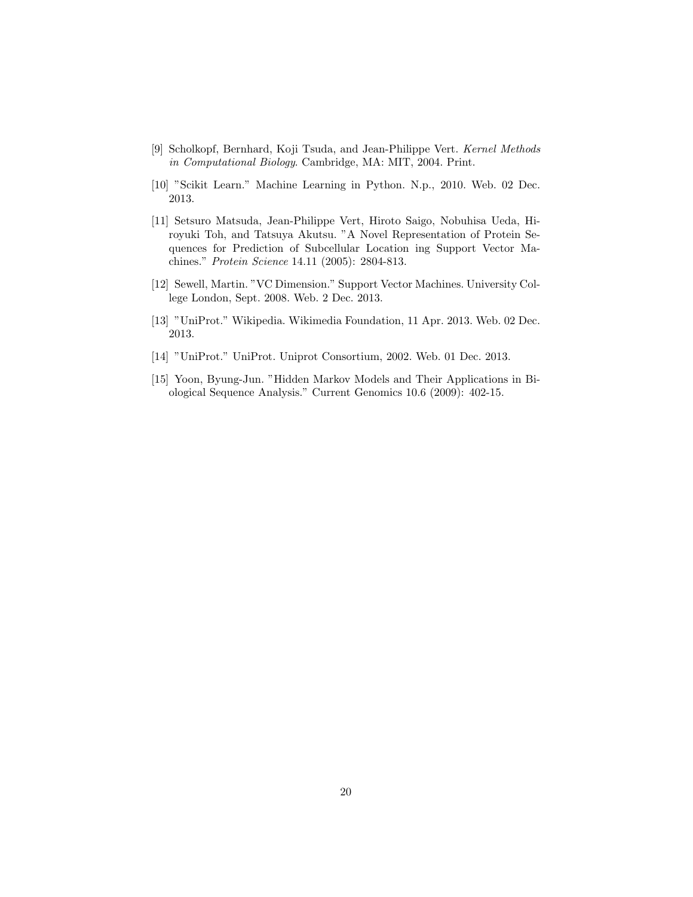[9] Scholkopf, Bernhard, Koji Tsuda, and Jean-Philippe Vert. *Kernel Methods in Computational Biology*. Cambridge, MA: MIT, 2004. Print.

[10] "Scikit Learn." Machine Learning in Python. N.p., 2010. Web. 02 Dec. 2013.

[11] Setsuro Matsuda, Jean-Philippe Vert, Hiroto Saigo, Nobuhisa Ueda, Hiroyuki Toh, and Tatsuya Akutsu. "A Novel Representation of Protein Sequences for Prediction of Subcellular Location ing Support Vector Machines." *Protein Science* 14.11 (2005): 2804-813.

[12] Sewell, Martin. "VC Dimension." Support Vector Machines. University College London, Sept. 2008. Web. 2 Dec. 2013.

[13] "UniProt." Wikipedia. Wikimedia Foundation, 11 Apr. 2013. Web. 02 Dec. 2013.

[14] "UniProt." UniProt. Uniprot Consortium, 2002. Web. 01 Dec. 2013.

[15] Yoon, Byung-Jun. "Hidden Markov Models and Their Applications in Biological Sequence Analysis." Current Genomics 10.6 (2009): 402-15.